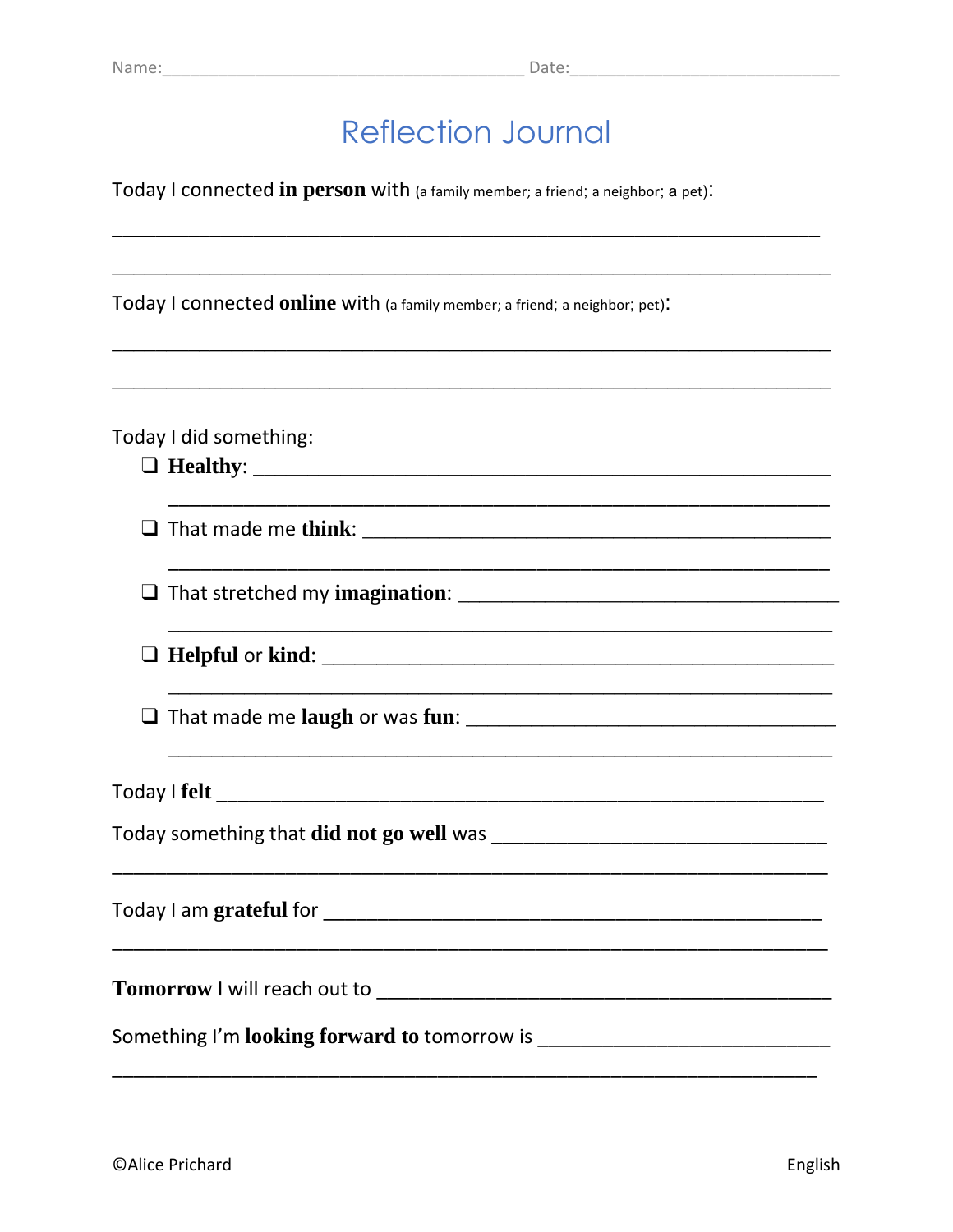Name:______________________________________ Date:____________________________

# Reflection Journal

Today I connected **in person** with (a family member; a friend; a neighbor; a pet):

_______________________________________________________________________

_______________________________________________________________________

Today I connected **online** with (a family member; a friend; a neighbor; pet):

_______________________________________________________________________

_______________________________________________________________________

Today I did something:

- ❑ **Healthy**: _______________________________________________
  _______________________________________________________
- ❑ That made me **think**: _______________________________________
  _______________________________________________________
- ❑ That stretched my **imagination**: _______________________________
  _______________________________________________________
- ❑ **Helpful** or **kind**: _____________________________________________
  _______________________________________________________
- ❑ That made me **laugh** or was **fun**: _______________________________
  _______________________________________________________

Today I **felt** _____________________________________________________

Today something that **did not go well** was _____________________________

_______________________________________________________________________

Today I am **grateful** for _____________________________________________

_______________________________________________________________________

**Tomorrow** I will reach out to __________________________________________

Something I'm **looking forward to** tomorrow is __________________________

_______________________________________________________________________

©Alice Prichard

English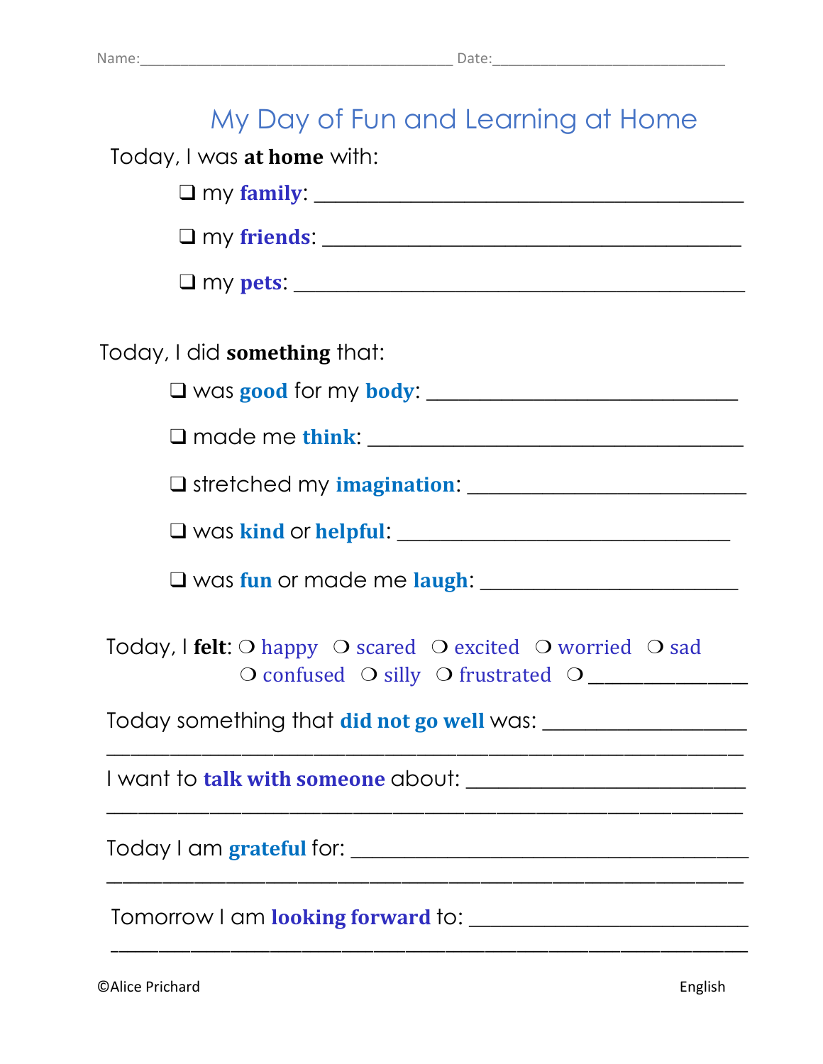Name:_______________________________________ Date:_____________________________

# My Day of Fun and Learning at Home

Today, I was **at home** with:

- ❑ my **family**: _______________________________________
- ❑ my **friends**: ______________________________________
- ❑ my **pets**: _________________________________________

Today, I did **something** that:

- ❑ was **good** for my **body**: ____________________________
- ❑ made me **think**: ___________________________________
- ❑ stretched my **imagination**: ___________________________
- ❑ was **kind** or **helpful**: ______________________________
- ❑ was **fun** or made me **laugh**: _______________________

Today, I **felt**: ❍ happy ❍ scared ❍ excited ❍ worried ❍ sad ❍ confused ❍ silly ❍ frustrated ❍ ______________

Today something that **did not go well** was: __________________
___________________________________________________________

I want to **talk with someone** about: _________________________
___________________________________________________________

Today I am **grateful** for: ________________________________
___________________________________________________________

Tomorrow I am **looking forward** to: _________________________
___________________________________________________________

©Alice Prichard English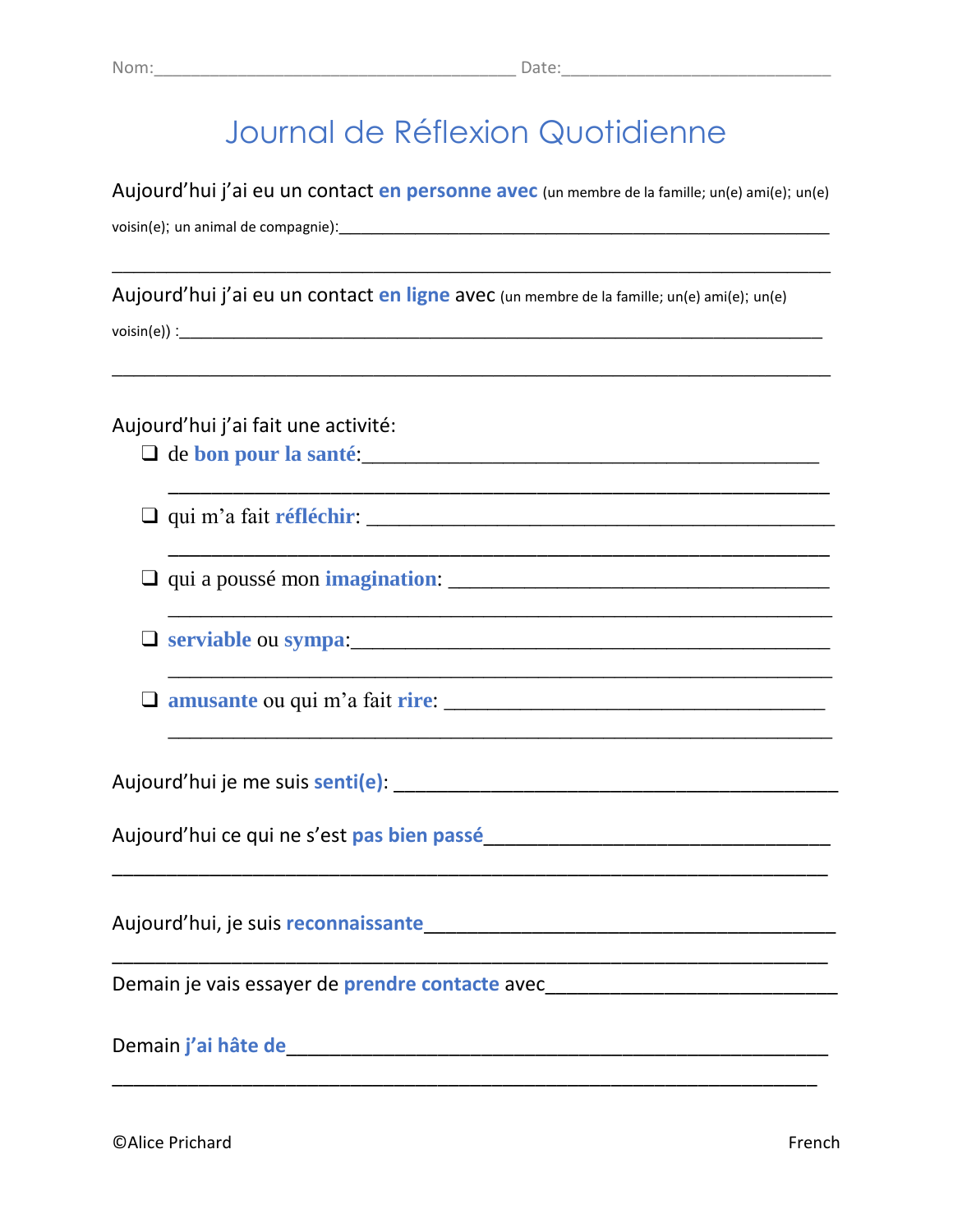Nom:_________________________________________ Date:_____________________________

# Journal de Réflexion Quotidienne

Aujourd'hui j'ai eu un contact **en personne avec** (un membre de la famille; un(e) ami(e); un(e) voisin(e); un animal de compagnie):_____________________________________________________________

_______________________________________________________________________________

Aujourd'hui j'ai eu un contact **en ligne** avec (un membre de la famille; un(e) ami(e); un(e) voisin(e)) :_______________________________________________________________________

_______________________________________________________________________________

Aujourd'hui j'ai fait une activité:

- ❑ de **bon pour la santé**:_____________________________________________

  _____________________________________________________________________

- ❑ qui m'a fait **réfléchir**: ___________________________________________

  _____________________________________________________________________

- ❑ qui a poussé mon **imagination**: ____________________________________

  _____________________________________________________________________

- ❑ **serviable** ou **sympa**:_____________________________________________

  _____________________________________________________________________

- ❑ **amusante** ou qui m'a fait **rire**: __________________________________

  _____________________________________________________________________

Aujourd'hui je me suis **senti(e)**: __________________________________________

Aujourd'hui ce qui ne s'est **pas bien passé**_________________________________

_______________________________________________________________________________

Aujourd'hui, je suis **reconnaissante**_______________________________________

_______________________________________________________________________________

Demain je vais essayer de **prendre contacte** avec___________________________

Demain **j'ai hâte de**_____________________________________________________

_______________________________________________________________________________

©Alice Prichard French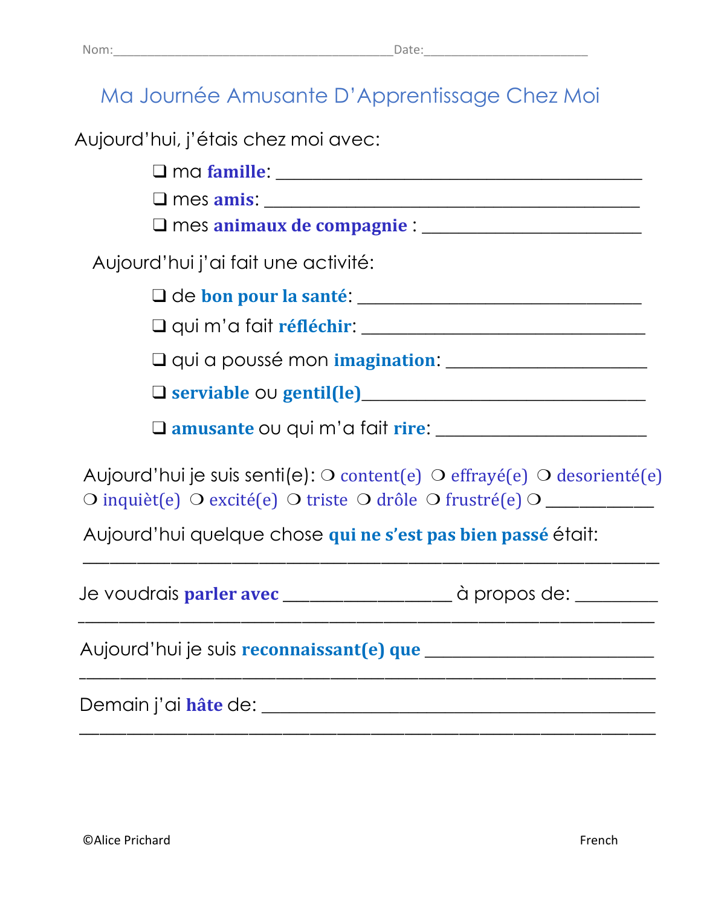Nom:________________________________________Date:______________________

# Ma Journée Amusante D'Apprentissage Chez Moi

Aujourd'hui, j'étais chez moi avec:

- ❑ ma **famille**: _______________________________________
- ❑ mes **amis**: _______________________________________
- ❑ mes **animaux de compagnie** : _______________________

Aujourd'hui j'ai fait une activité:

- ❑ de **bon pour la santé**: ______________________________
- ❑ qui m'a fait **réfléchir**: ______________________________
- ❑ qui a poussé mon **imagination**: _____________________
- ❑ **serviable** ou **gentil(le)**_______________________________
- ❑ **amusante** ou qui m'a fait **rire**: ______________________

Aujourd'hui je suis senti(e): ❍ content(e) ❍ effrayé(e) ❍ desorienté(e) ❍ inquièt(e) ❍ excité(e) ❍ triste ❍ drôle ❍ frustré(e) ❍ ___________

Aujourd'hui quelque chose **qui ne s'est pas bien passé** était:
______________________________________________________________

Je voudrais **parler avec** _________________ à propos de: ________
______________________________________________________________

Aujourd'hui je suis **reconnaissant(e) que** _______________________
______________________________________________________________

Demain j'ai **hâte** de: ___________________________________________
______________________________________________________________

©Alice Prichard French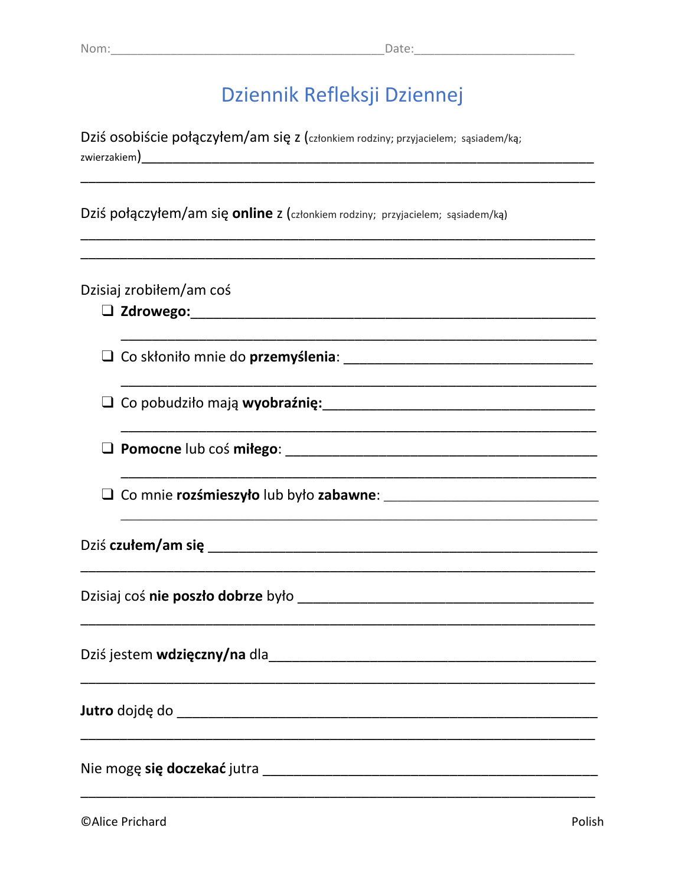Nom:\_\_\_\_\_\_\_\_\_\_\_\_\_\_\_\_\_\_\_\_\_\_\_\_\_\_\_\_\_\_\_\_\_\_\_\_\_\_\_\_\_\_Date:\_\_\_\_\_\_\_\_\_\_\_\_\_\_\_\_\_\_\_\_\_\_\_\_

# Dziennik Refleksji Dziennej

Dziś osobiście połączyłem/am się z (członkiem rodziny; przyjacielem; sąsiadem/ką; zwierzakiem)\_\_\_\_\_\_\_\_\_\_\_\_\_\_\_\_\_\_\_\_\_\_\_\_\_\_\_\_\_\_\_\_\_\_\_\_\_\_\_\_\_\_\_\_\_\_\_\_\_\_\_\_\_\_\_\_\_\_\_\_\_\_

\_\_\_\_\_\_\_\_\_\_\_\_\_\_\_\_\_\_\_\_\_\_\_\_\_\_\_\_\_\_\_\_\_\_\_\_\_\_\_\_\_\_\_\_\_\_\_\_\_\_\_\_\_\_\_\_\_\_\_\_\_\_\_\_\_\_\_\_\_\_\_\_\_

Dziś połączyłem/am się **online** z (członkiem rodziny; przyjacielem; sąsiadem/ką)

\_\_\_\_\_\_\_\_\_\_\_\_\_\_\_\_\_\_\_\_\_\_\_\_\_\_\_\_\_\_\_\_\_\_\_\_\_\_\_\_\_\_\_\_\_\_\_\_\_\_\_\_\_\_\_\_\_\_\_\_\_\_\_\_\_\_\_\_\_\_\_\_\_

\_\_\_\_\_\_\_\_\_\_\_\_\_\_\_\_\_\_\_\_\_\_\_\_\_\_\_\_\_\_\_\_\_\_\_\_\_\_\_\_\_\_\_\_\_\_\_\_\_\_\_\_\_\_\_\_\_\_\_\_\_\_\_\_\_\_\_\_\_\_\_\_\_

Dzisiaj zrobiłem/am coś

- ❑ **Zdrowego:**\_\_\_\_\_\_\_\_\_\_\_\_\_\_\_\_\_\_\_\_\_\_\_\_\_\_\_\_\_\_\_\_\_\_\_\_\_\_\_\_\_\_\_\_\_\_\_\_\_\_\_\_\_\_\_\_\_\_

  \_\_\_\_\_\_\_\_\_\_\_\_\_\_\_\_\_\_\_\_\_\_\_\_\_\_\_\_\_\_\_\_\_\_\_\_\_\_\_\_\_\_\_\_\_\_\_\_\_\_\_\_\_\_\_\_\_\_\_\_\_\_\_\_\_\_\_\_

- ❑ Co skłoniło mnie do **przemyślenia**: \_\_\_\_\_\_\_\_\_\_\_\_\_\_\_\_\_\_\_\_\_\_\_\_\_\_\_\_\_\_\_\_\_\_\_\_\_\_

  \_\_\_\_\_\_\_\_\_\_\_\_\_\_\_\_\_\_\_\_\_\_\_\_\_\_\_\_\_\_\_\_\_\_\_\_\_\_\_\_\_\_\_\_\_\_\_\_\_\_\_\_\_\_\_\_\_\_\_\_\_\_\_\_\_\_\_\_

- ❑ Co pobudziło mają **wyobraźnię:**\_\_\_\_\_\_\_\_\_\_\_\_\_\_\_\_\_\_\_\_\_\_\_\_\_\_\_\_\_\_\_\_\_\_\_\_\_\_\_\_\_

  \_\_\_\_\_\_\_\_\_\_\_\_\_\_\_\_\_\_\_\_\_\_\_\_\_\_\_\_\_\_\_\_\_\_\_\_\_\_\_\_\_\_\_\_\_\_\_\_\_\_\_\_\_\_\_\_\_\_\_\_\_\_\_\_\_\_\_\_

- ❑ **Pomocne** lub coś **miłego**: \_\_\_\_\_\_\_\_\_\_\_\_\_\_\_\_\_\_\_\_\_\_\_\_\_\_\_\_\_\_\_\_\_\_\_\_\_\_\_\_\_\_\_\_\_

  \_\_\_\_\_\_\_\_\_\_\_\_\_\_\_\_\_\_\_\_\_\_\_\_\_\_\_\_\_\_\_\_\_\_\_\_\_\_\_\_\_\_\_\_\_\_\_\_\_\_\_\_\_\_\_\_\_\_\_\_\_\_\_\_\_\_\_\_

- ❑ Co mnie **rozśmieszyło** lub było **zabawne**: \_\_\_\_\_\_\_\_\_\_\_\_\_\_\_\_\_\_\_\_\_\_\_\_\_\_\_\_\_\_\_\_

  \_\_\_\_\_\_\_\_\_\_\_\_\_\_\_\_\_\_\_\_\_\_\_\_\_\_\_\_\_\_\_\_\_\_\_\_\_\_\_\_\_\_\_\_\_\_\_\_\_\_\_\_\_\_\_\_\_\_\_\_\_\_\_\_\_\_\_\_

Dziś **czułem/am się** \_\_\_\_\_\_\_\_\_\_\_\_\_\_\_\_\_\_\_\_\_\_\_\_\_\_\_\_\_\_\_\_\_\_\_\_\_\_\_\_\_\_\_\_\_\_\_\_\_\_\_\_\_\_\_\_

\_\_\_\_\_\_\_\_\_\_\_\_\_\_\_\_\_\_\_\_\_\_\_\_\_\_\_\_\_\_\_\_\_\_\_\_\_\_\_\_\_\_\_\_\_\_\_\_\_\_\_\_\_\_\_\_\_\_\_\_\_\_\_\_\_\_\_\_\_\_\_\_\_

Dzisiaj coś **nie poszło dobrze** było \_\_\_\_\_\_\_\_\_\_\_\_\_\_\_\_\_\_\_\_\_\_\_\_\_\_\_\_\_\_\_\_\_\_\_\_\_\_\_\_\_\_\_\_

\_\_\_\_\_\_\_\_\_\_\_\_\_\_\_\_\_\_\_\_\_\_\_\_\_\_\_\_\_\_\_\_\_\_\_\_\_\_\_\_\_\_\_\_\_\_\_\_\_\_\_\_\_\_\_\_\_\_\_\_\_\_\_\_\_\_\_\_\_\_\_\_\_

Dziś jestem **wdzięczny/na** dla\_\_\_\_\_\_\_\_\_\_\_\_\_\_\_\_\_\_\_\_\_\_\_\_\_\_\_\_\_\_\_\_\_\_\_\_\_\_\_\_\_\_\_\_\_\_\_\_

\_\_\_\_\_\_\_\_\_\_\_\_\_\_\_\_\_\_\_\_\_\_\_\_\_\_\_\_\_\_\_\_\_\_\_\_\_\_\_\_\_\_\_\_\_\_\_\_\_\_\_\_\_\_\_\_\_\_\_\_\_\_\_\_\_\_\_\_\_\_\_\_\_

**Jutro** dojdę do \_\_\_\_\_\_\_\_\_\_\_\_\_\_\_\_\_\_\_\_\_\_\_\_\_\_\_\_\_\_\_\_\_\_\_\_\_\_\_\_\_\_\_\_\_\_\_\_\_\_\_\_\_\_\_\_\_\_\_\_

\_\_\_\_\_\_\_\_\_\_\_\_\_\_\_\_\_\_\_\_\_\_\_\_\_\_\_\_\_\_\_\_\_\_\_\_\_\_\_\_\_\_\_\_\_\_\_\_\_\_\_\_\_\_\_\_\_\_\_\_\_\_\_\_\_\_\_\_\_\_\_\_\_

Nie mogę **się doczekać** jutra \_\_\_\_\_\_\_\_\_\_\_\_\_\_\_\_\_\_\_\_\_\_\_\_\_\_\_\_\_\_\_\_\_\_\_\_\_\_\_\_\_\_\_\_\_\_\_\_\_

\_\_\_\_\_\_\_\_\_\_\_\_\_\_\_\_\_\_\_\_\_\_\_\_\_\_\_\_\_\_\_\_\_\_\_\_\_\_\_\_\_\_\_\_\_\_\_\_\_\_\_\_\_\_\_\_\_\_\_\_\_\_\_\_\_\_\_\_\_\_\_\_\_

©Alice Prichard Polish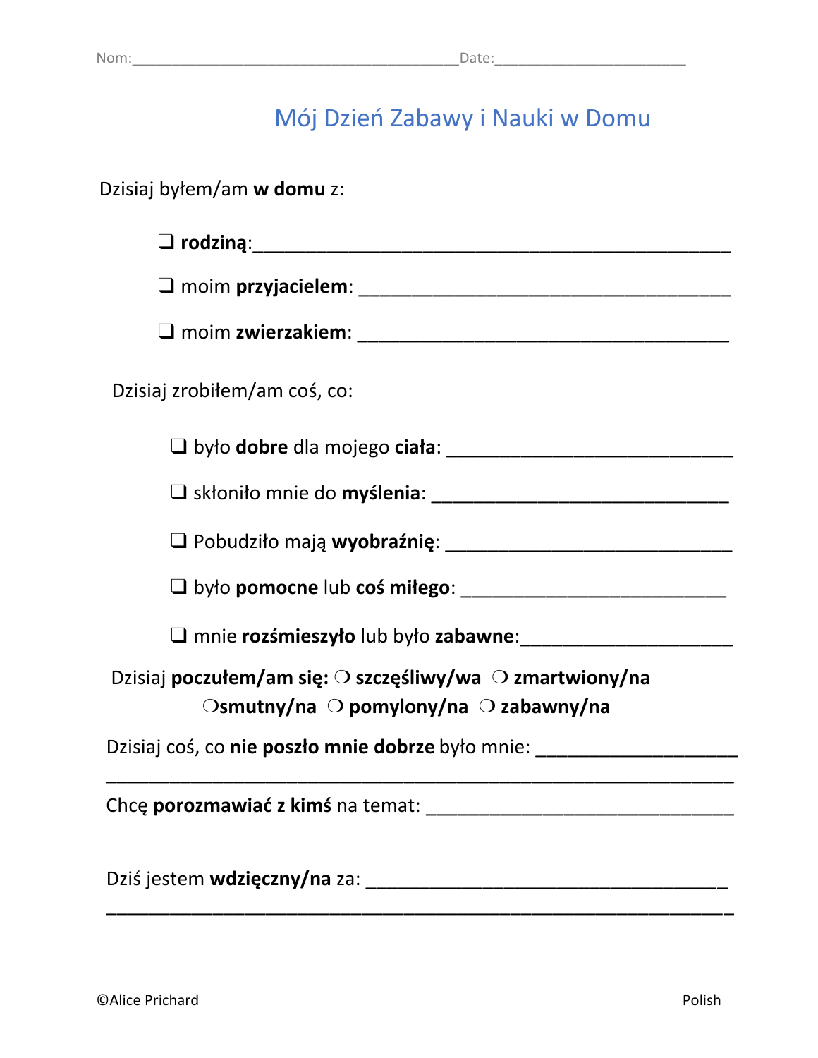Nom:________________________________________Date:________________________

# Mój Dzień Zabawy i Nauki w Domu

Dzisiaj byłem/am **w domu** z:

- ❑ **rodziną**:_____________________________________________
- ❑ moim **przyjacielem**: ___________________________________
- ❑ moim **zwierzakiem**: ___________________________________

Dzisiaj zrobiłem/am coś, co:

- ❑ było **dobre** dla mojego **ciała**: ___________________________
- ❑ skłoniło mnie do **myślenia**: ____________________________
- ❑ Pobudziło mają **wyobraźnię**: ____________________________
- ❑ było **pomocne** lub **coś miłego**: __________________________
- ❑ mnie **rozśmieszyło** lub było **zabawne**:____________________

Dzisiaj **poczułem/am się:** ❍ **szczęśliwy/wa** ❍ **zmartwiony/na** ❍**smutny/na** ❍ **pomylony/na** ❍ **zabawny/na**

Dzisiaj coś, co **nie poszło mnie dobrze** było mnie: ___________________
_____________________________________________________________

Chcę **porozmawiać z kimś** na temat: ______________________________

Dziś jestem **wdzięczny/na** za: __________________________________
_____________________________________________________________

©Alice Prichard Polish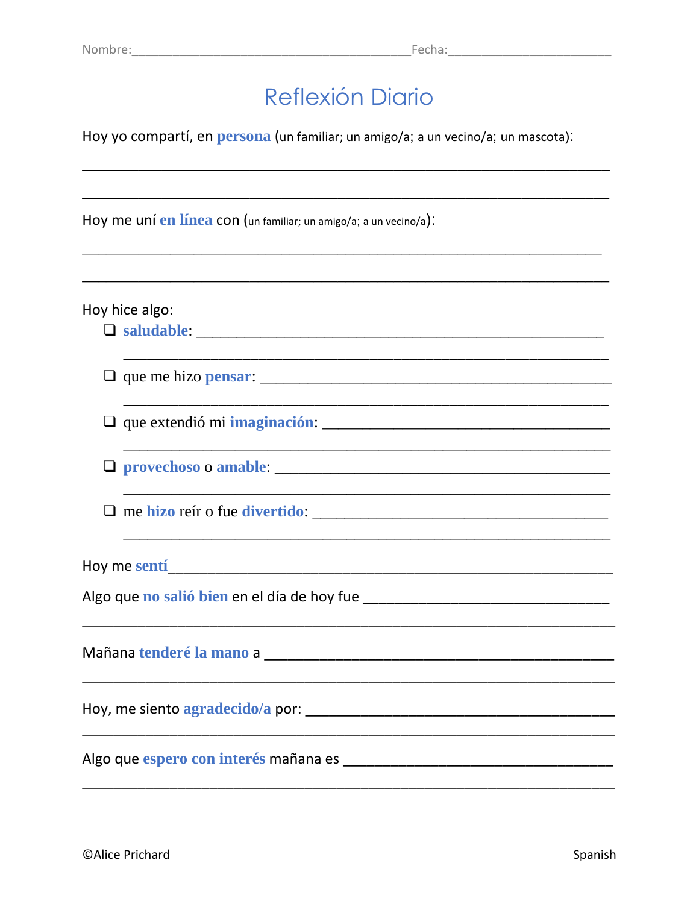Nombre:________________________________________Fecha:______________________

# Reflexión Diario

Hoy yo compartí, en **persona** (un familiar; un amigo/a; a un vecino/a; un mascota):

_____________________________________________________________________________

_____________________________________________________________________________

Hoy me uní **en línea** con (un familiar; un amigo/a; a un vecino/a):

_____________________________________________________________________________

_____________________________________________________________________________

Hoy hice algo:

- ❑ **saludable**: ___________________________________________________________
  ___________________________________________________________________
- ❑ que me hizo **pensar**: ___________________________________________________
  ___________________________________________________________________
- ❑ que extendió mi **imaginación**: _____________________________________________
  ___________________________________________________________________
- ❑ **provechoso** o **amable**: _________________________________________________
  ___________________________________________________________________
- ❑ me **hizo** reír o fue **divertido**: ___________________________________________
  ___________________________________________________________________

Hoy me **sentí**____________________________________________________________

Algo que **no salió bien** en el día de hoy fue ________________________________

_____________________________________________________________________________

Mañana **tenderé la mano** a ____________________________________________

_____________________________________________________________________________

Hoy, me siento **agradecido/a** por: ______________________________________

_____________________________________________________________________________

Algo que **espero con interés** mañana es ___________________________________

_____________________________________________________________________________

©Alice Prichard Spanish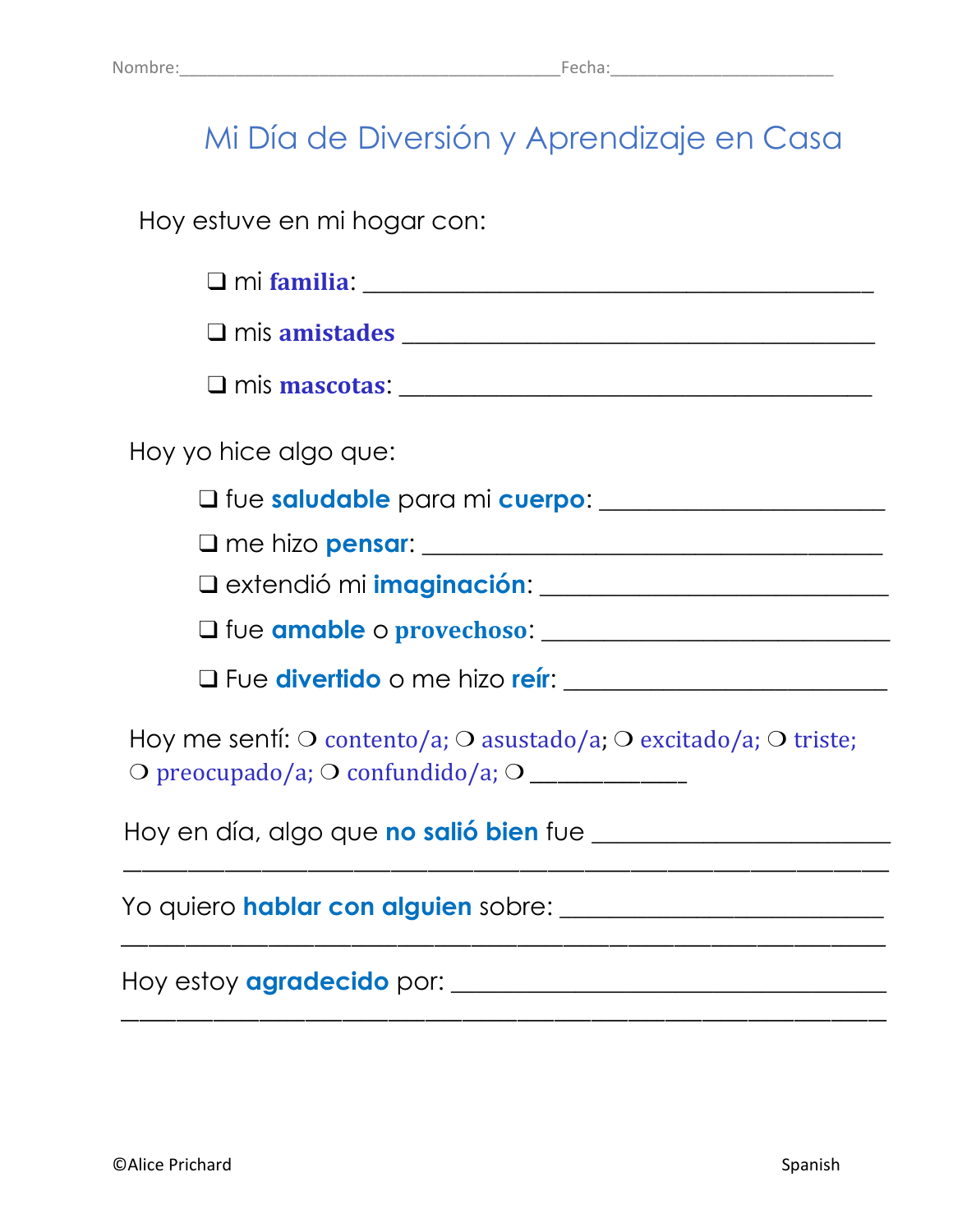Nombre:__________________________________________Fecha:________________________

# Mi Día de Diversión y Aprendizaje en Casa

Hoy estuve en mi hogar con:

- ❑ mi **familia**: ________________________________________
- ❑ mis **amistades** _____________________________________
- ❑ mis **mascotas**: _____________________________________

Hoy yo hice algo que:

- ❑ fue **saludable** para mi **cuerpo**: ______________________
- ❑ me hizo **pensar**: ____________________________________
- ❑ extendió mi **imaginación**: ___________________________
- ❑ fue **amable** o **provechoso**: __________________________
- ❑ Fue **divertido** o me hizo **reír**: _______________________

Hoy me sentí: ❍ contento/a; ❍ asustado/a; ❍ excitado/a; ❍ triste; ❍ preocupado/a; ❍ confundido/a; ❍ _____________

Hoy en día, algo que **no salió bien** fue ______________________
____________________________________________________________

Yo quiero **hablar con alguien** sobre: _________________________
____________________________________________________________

Hoy estoy **agradecido** por: ___________________________________
____________________________________________________________

©Alice Prichard

Spanish